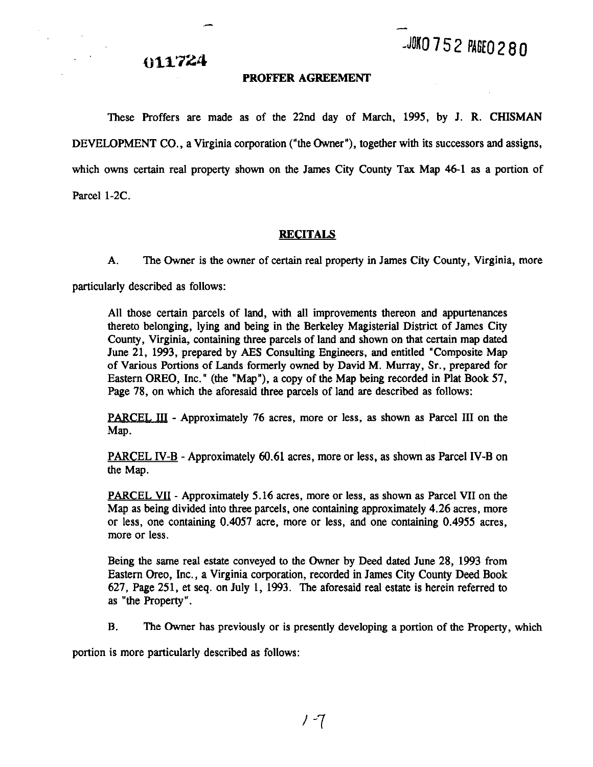011724

BOOK 0752 PAGE 0280

## PROFFER AGREEMENT

These Proffers are made as of the 22nd day of March, 1995, by J. R. CHISMAN DEVELOPMENT CO., a Virginia corporation ("the Owner"), together with its successors and assigns, which owns certain real property shown on the James City County Tax Map 46-1 as a portion of Parcel 1-2C.

### RECITALS

A. The Owner is the owner of certain real property in James City County, Virginia, more particularly described as follows:

> All those certain parcels of land, with all improvements thereon and appurtenances thereto belonging, lying and being in the Berkeley Magisterial District of James City County, Virginia, containing three parcels of land and shown on that certain map dated June 21, 1993, prepared by AES Consulting Engineers, and entitled "Composite Map of Various Portions of Lands formerly owned by David M. Murray, Sr., prepared for Eastern OREO, Inc." (the "Map"), a copy of the Map being recorded in Plat Book 57, Page 78, on which the aforesaid three parcels of land are described as follows:
>
> PARCEL III - Approximately 76 acres, more or less, as shown as Parcel III on the Map.
>
> PARCEL IV-B - Approximately 60.61 acres, more or less, as shown as Parcel IV-B on the Map.
>
> PARCEL VII - Approximately 5.16 acres, more or less, as shown as Parcel VII on the Map as being divided into three parcels, one containing approximately 4.26 acres, more or less, one containing 0.4057 acre, more or less, and one containing 0.4955 acres, more or less.
>
> Being the same real estate conveyed to the Owner by Deed dated June 28, 1993 from Eastern Oreo, Inc., a Virginia corporation, recorded in James City County Deed Book 627, Page 251, et seq. on July 1, 1993. The aforesaid real estate is herein referred to as "the Property".

B. The Owner has previously or is presently developing a portion of the Property, which portion is more particularly described as follows: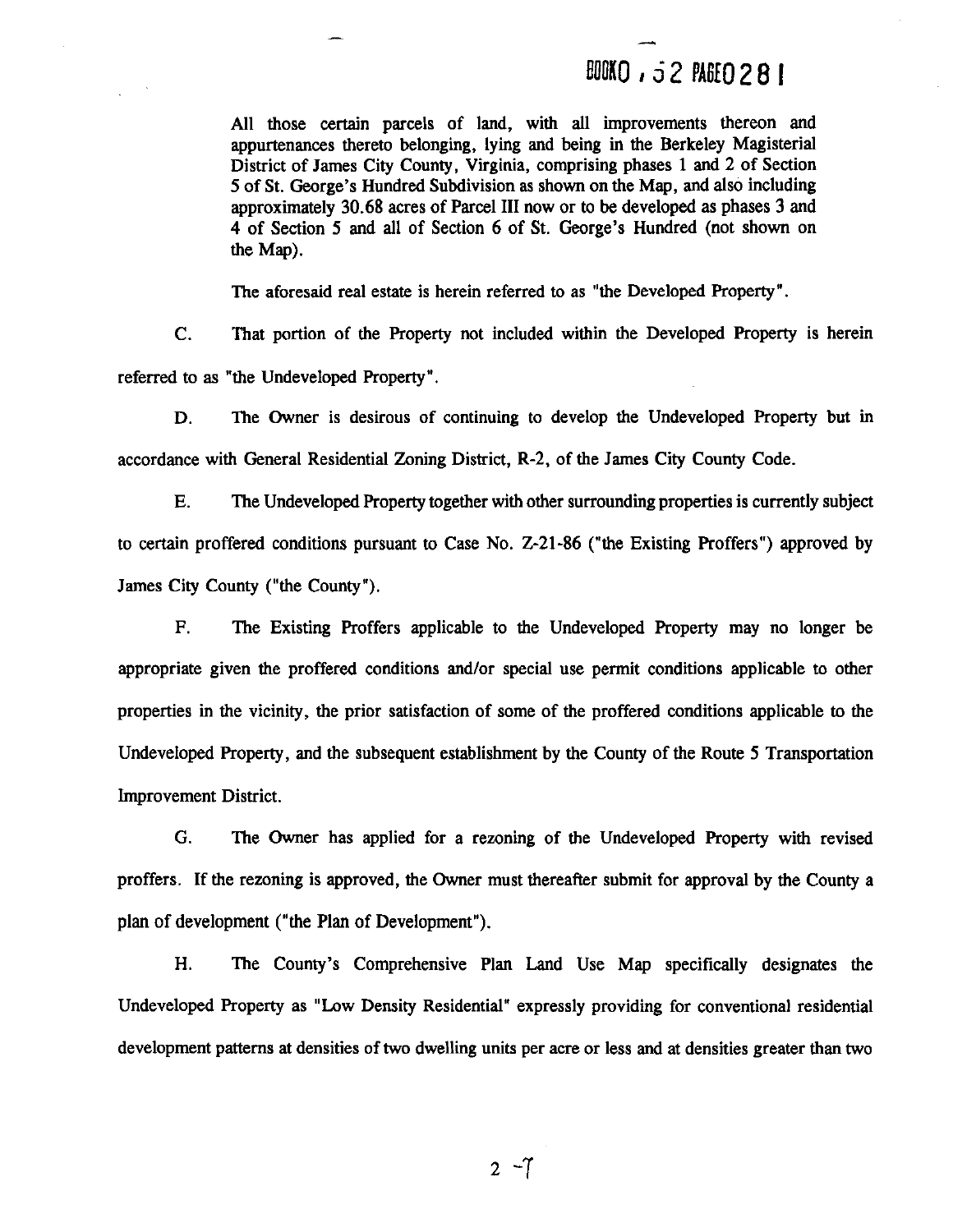All those certain parcels of land, with all improvements thereon and appurtenances thereto belonging, lying and being in the Berkeley Magisterial District of James City County, Virginia, comprising phases 1 and 2 of Section 5 of St. George's Hundred Subdivision as shown on the Map, and also including approximately 30.68 acres of Parcel III now or to be developed as phases 3 and 4 of Section 5 and all of Section 6 of St. George's Hundred (not shown on the Map).

The aforesaid real estate is herein referred to as "the Developed Property".

C. That portion of the Property not included within the Developed Property is herein referred to as "the Undeveloped Property".

D. The Owner is desirous of continuing to develop the Undeveloped Property but in accordance with General Residential Zoning District, R-2, of the James City County Code.

E. The Undeveloped Property together with other surrounding properties is currently subject to certain proffered conditions pursuant to Case No. Z-21-86 ("the Existing Proffers") approved by James City County ("the County").

F. The Existing Proffers applicable to the Undeveloped Property may no longer be appropriate given the proffered conditions and/or special use permit conditions applicable to other properties in the vicinity, the prior satisfaction of some of the proffered conditions applicable to the Undeveloped Property, and the subsequent establishment by the County of the Route 5 Transportation Improvement District.

G. The Owner has applied for a rezoning of the Undeveloped Property with revised proffers. If the rezoning is approved, the Owner must thereafter submit for approval by the County a plan of development ("the Plan of Development").

H. The County's Comprehensive Plan Land Use Map specifically designates the Undeveloped Property as "Low Density Residential" expressly providing for conventional residential development patterns at densities of two dwelling units per acre or less and at densities greater than two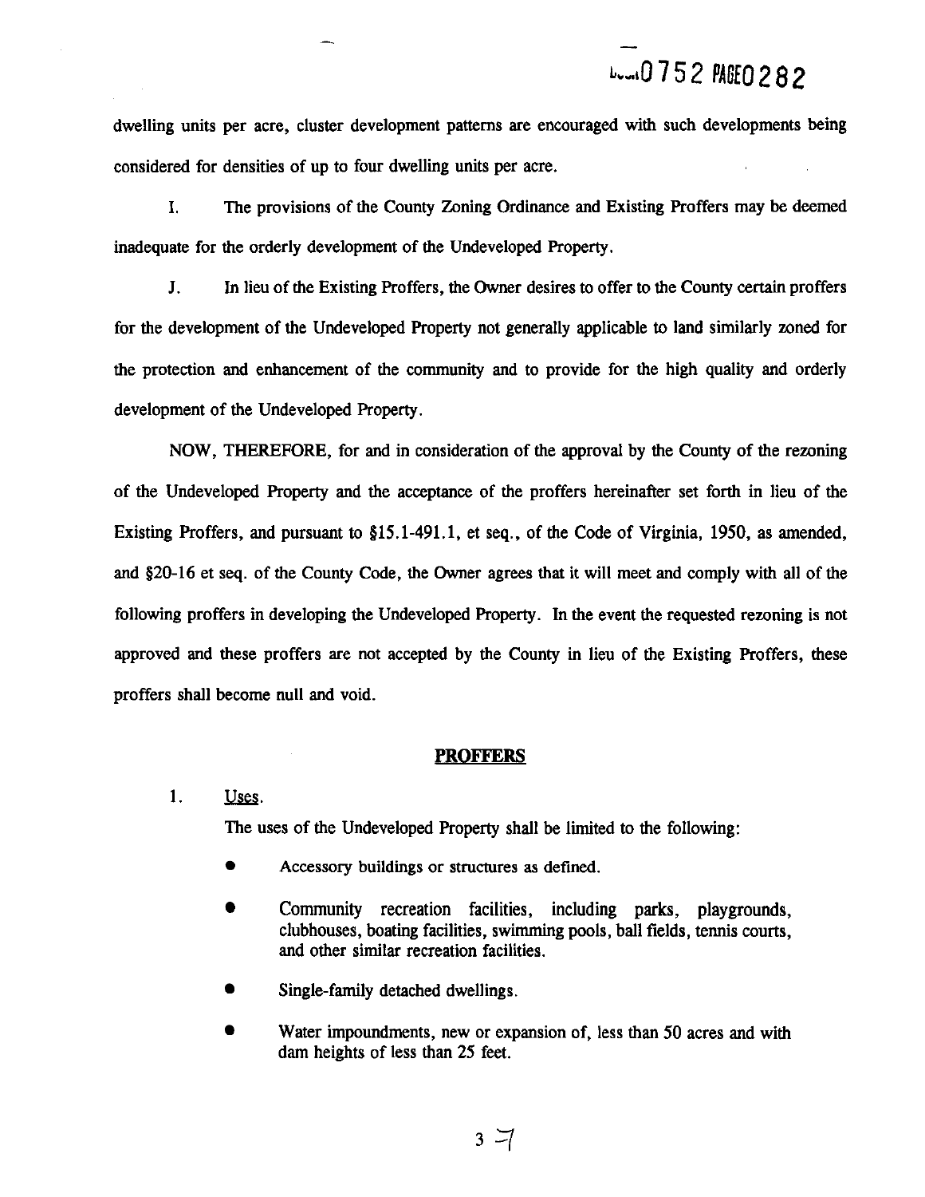dwelling units per acre, cluster development patterns are encouraged with such developments being considered for densities of up to four dwelling units per acre.

I. The provisions of the County Zoning Ordinance and Existing Proffers may be deemed inadequate for the orderly development of the Undeveloped Property.

J. In lieu of the Existing Proffers, the Owner desires to offer to the County certain proffers for the development of the Undeveloped Property not generally applicable to land similarly zoned for the protection and enhancement of the community and to provide for the high quality and orderly development of the Undeveloped Property.

NOW, THEREFORE, for and in consideration of the approval by the County of the rezoning of the Undeveloped Property and the acceptance of the proffers hereinafter set forth in lieu of the Existing Proffers, and pursuant to §15.1-491.1, et seq., of the Code of Virginia, 1950, as amended, and §20-16 et seq. of the County Code, the Owner agrees that it will meet and comply with all of the following proffers in developing the Undeveloped Property. In the event the requested rezoning is not approved and these proffers are not accepted by the County in lieu of the Existing Proffers, these proffers shall become null and void.

## PROFFERS

1. Uses.

   The uses of the Undeveloped Property shall be limited to the following:

   - Accessory buildings or structures as defined.
   - Community recreation facilities, including parks, playgrounds, clubhouses, boating facilities, swimming pools, ball fields, tennis courts, and other similar recreation facilities.
   - Single-family detached dwellings.
   - Water impoundments, new or expansion of, less than 50 acres and with dam heights of less than 25 feet.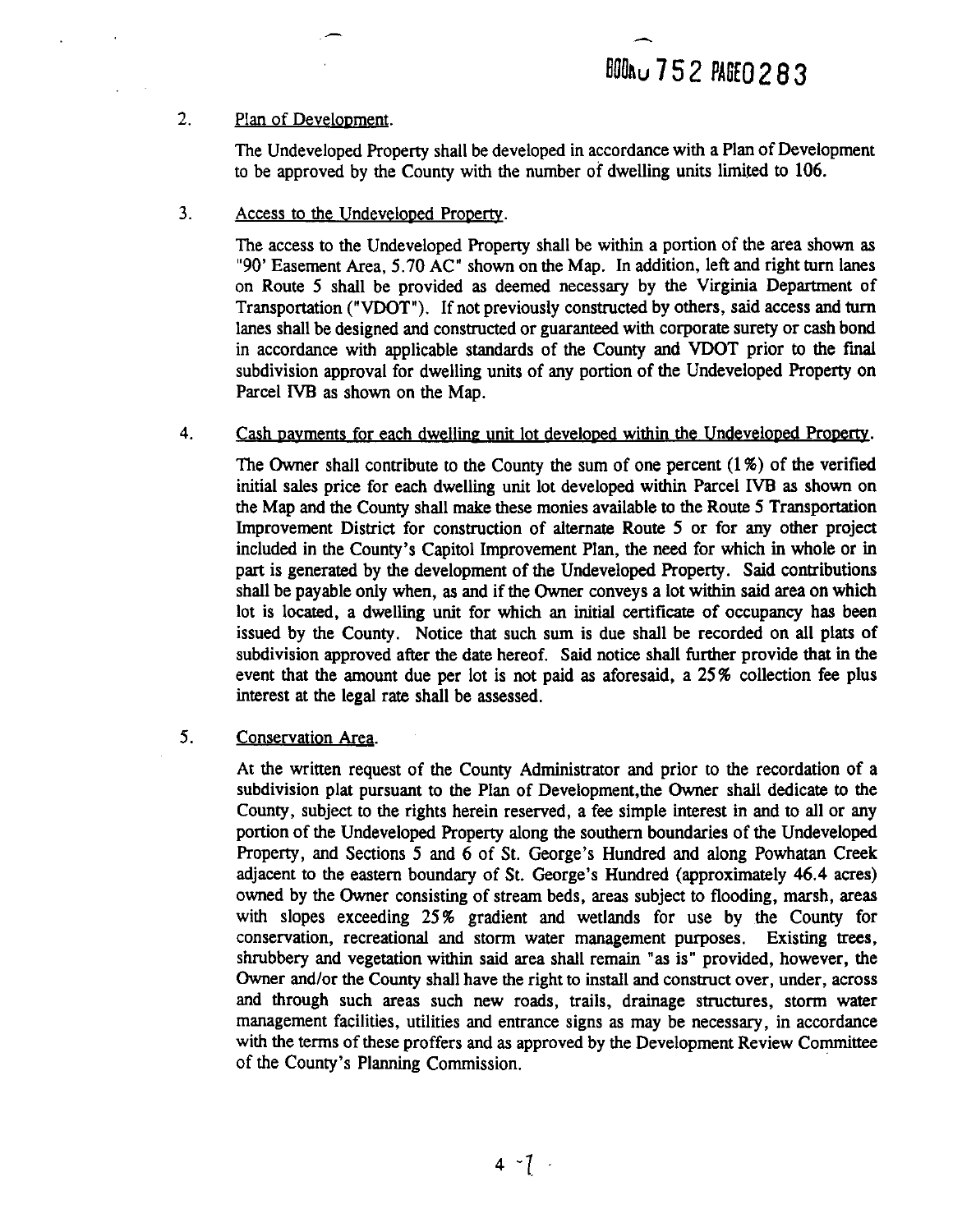2. Plan of Development.

   The Undeveloped Property shall be developed in accordance with a Plan of Development to be approved by the County with the number of dwelling units limited to 106.

3. Access to the Undeveloped Property.

   The access to the Undeveloped Property shall be within a portion of the area shown as "90' Easement Area, 5.70 AC" shown on the Map. In addition, left and right turn lanes on Route 5 shall be provided as deemed necessary by the Virginia Department of Transportation ("VDOT"). If not previously constructed by others, said access and turn lanes shall be designed and constructed or guaranteed with corporate surety or cash bond in accordance with applicable standards of the County and VDOT prior to the final subdivision approval for dwelling units of any portion of the Undeveloped Property on Parcel IVB as shown on the Map.

4. Cash payments for each dwelling unit lot developed within the Undeveloped Property.

   The Owner shall contribute to the County the sum of one percent (1%) of the verified initial sales price for each dwelling unit lot developed within Parcel IVB as shown on the Map and the County shall make these monies available to the Route 5 Transportation Improvement District for construction of alternate Route 5 or for any other project included in the County's Capitol Improvement Plan, the need for which in whole or in part is generated by the development of the Undeveloped Property. Said contributions shall be payable only when, as and if the Owner conveys a lot within said area on which lot is located, a dwelling unit for which an initial certificate of occupancy has been issued by the County. Notice that such sum is due shall be recorded on all plats of subdivision approved after the date hereof. Said notice shall further provide that in the event that the amount due per lot is not paid as aforesaid, a 25% collection fee plus interest at the legal rate shall be assessed.

5. Conservation Area.

   At the written request of the County Administrator and prior to the recordation of a subdivision plat pursuant to the Plan of Development,the Owner shall dedicate to the County, subject to the rights herein reserved, a fee simple interest in and to all or any portion of the Undeveloped Property along the southern boundaries of the Undeveloped Property, and Sections 5 and 6 of St. George's Hundred and along Powhatan Creek adjacent to the eastern boundary of St. George's Hundred (approximately 46.4 acres) owned by the Owner consisting of stream beds, areas subject to flooding, marsh, areas with slopes exceeding 25% gradient and wetlands for use by the County for conservation, recreational and storm water management purposes. Existing trees, shrubbery and vegetation within said area shall remain "as is" provided, however, the Owner and/or the County shall have the right to install and construct over, under, across and through such areas such new roads, trails, drainage structures, storm water management facilities, utilities and entrance signs as may be necessary, in accordance with the terms of these proffers and as approved by the Development Review Committee of the County's Planning Commission.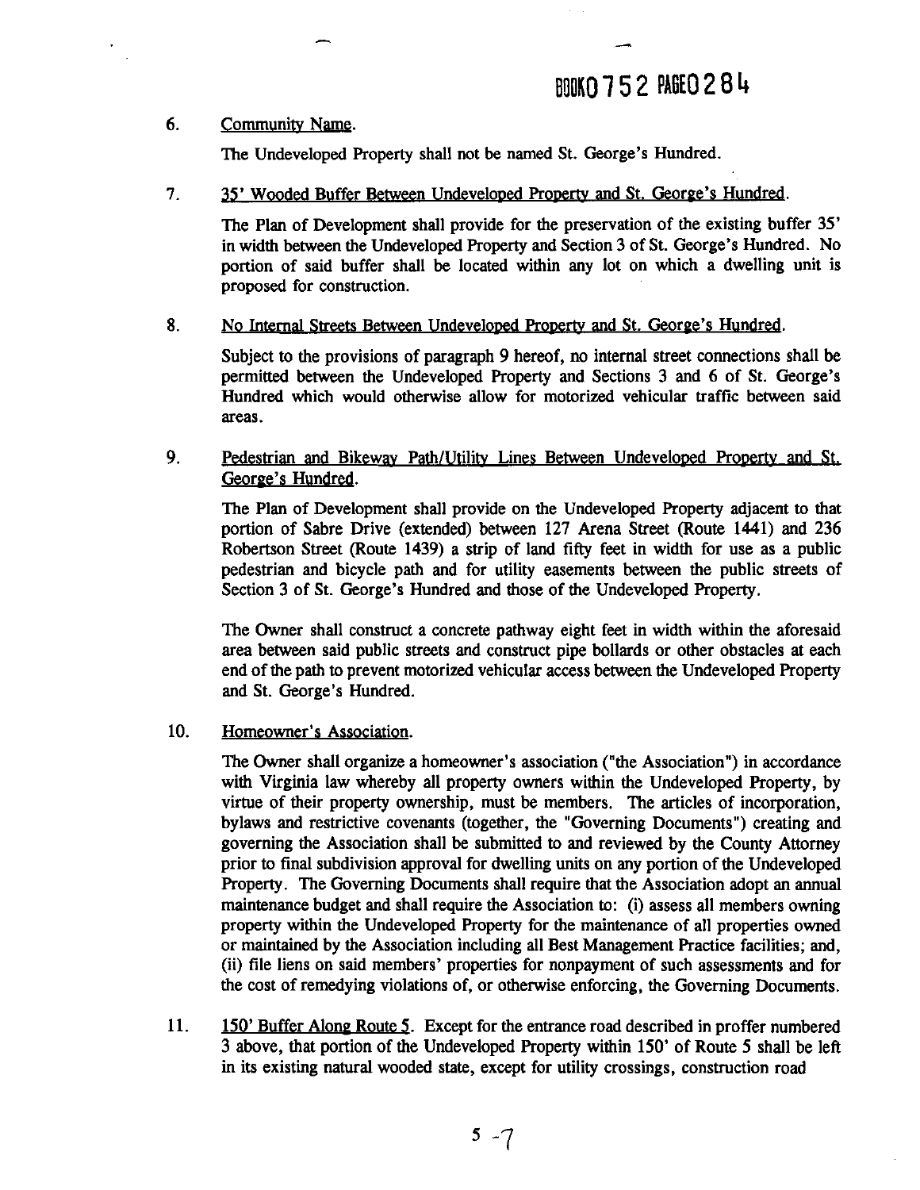6. Community Name.

   The Undeveloped Property shall not be named St. George's Hundred.

7. 35' Wooded Buffer Between Undeveloped Property and St. George's Hundred.

   The Plan of Development shall provide for the preservation of the existing buffer 35' in width between the Undeveloped Property and Section 3 of St. George's Hundred. No portion of said buffer shall be located within any lot on which a dwelling unit is proposed for construction.

8. No Internal Streets Between Undeveloped Property and St. George's Hundred.

   Subject to the provisions of paragraph 9 hereof, no internal street connections shall be permitted between the Undeveloped Property and Sections 3 and 6 of St. George's Hundred which would otherwise allow for motorized vehicular traffic between said areas.

9. Pedestrian and Bikeway Path/Utility Lines Between Undeveloped Property and St. George's Hundred.

   The Plan of Development shall provide on the Undeveloped Property adjacent to that portion of Sabre Drive (extended) between 127 Arena Street (Route 1441) and 236 Robertson Street (Route 1439) a strip of land fifty feet in width for use as a public pedestrian and bicycle path and for utility easements between the public streets of Section 3 of St. George's Hundred and those of the Undeveloped Property.

   The Owner shall construct a concrete pathway eight feet in width within the aforesaid area between said public streets and construct pipe bollards or other obstacles at each end of the path to prevent motorized vehicular access between the Undeveloped Property and St. George's Hundred.

10. Homeowner's Association.

    The Owner shall organize a homeowner's association ("the Association") in accordance with Virginia law whereby all property owners within the Undeveloped Property, by virtue of their property ownership, must be members. The articles of incorporation, bylaws and restrictive covenants (together, the "Governing Documents") creating and governing the Association shall be submitted to and reviewed by the County Attorney prior to final subdivision approval for dwelling units on any portion of the Undeveloped Property. The Governing Documents shall require that the Association adopt an annual maintenance budget and shall require the Association to: (i) assess all members owning property within the Undeveloped Property for the maintenance of all properties owned or maintained by the Association including all Best Management Practice facilities; and, (ii) file liens on said members' properties for nonpayment of such assessments and for the cost of remedying violations of, or otherwise enforcing, the Governing Documents.

11. 150' Buffer Along Route 5. Except for the entrance road described in proffer numbered 3 above, that portion of the Undeveloped Property within 150' of Route 5 shall be left in its existing natural wooded state, except for utility crossings, construction road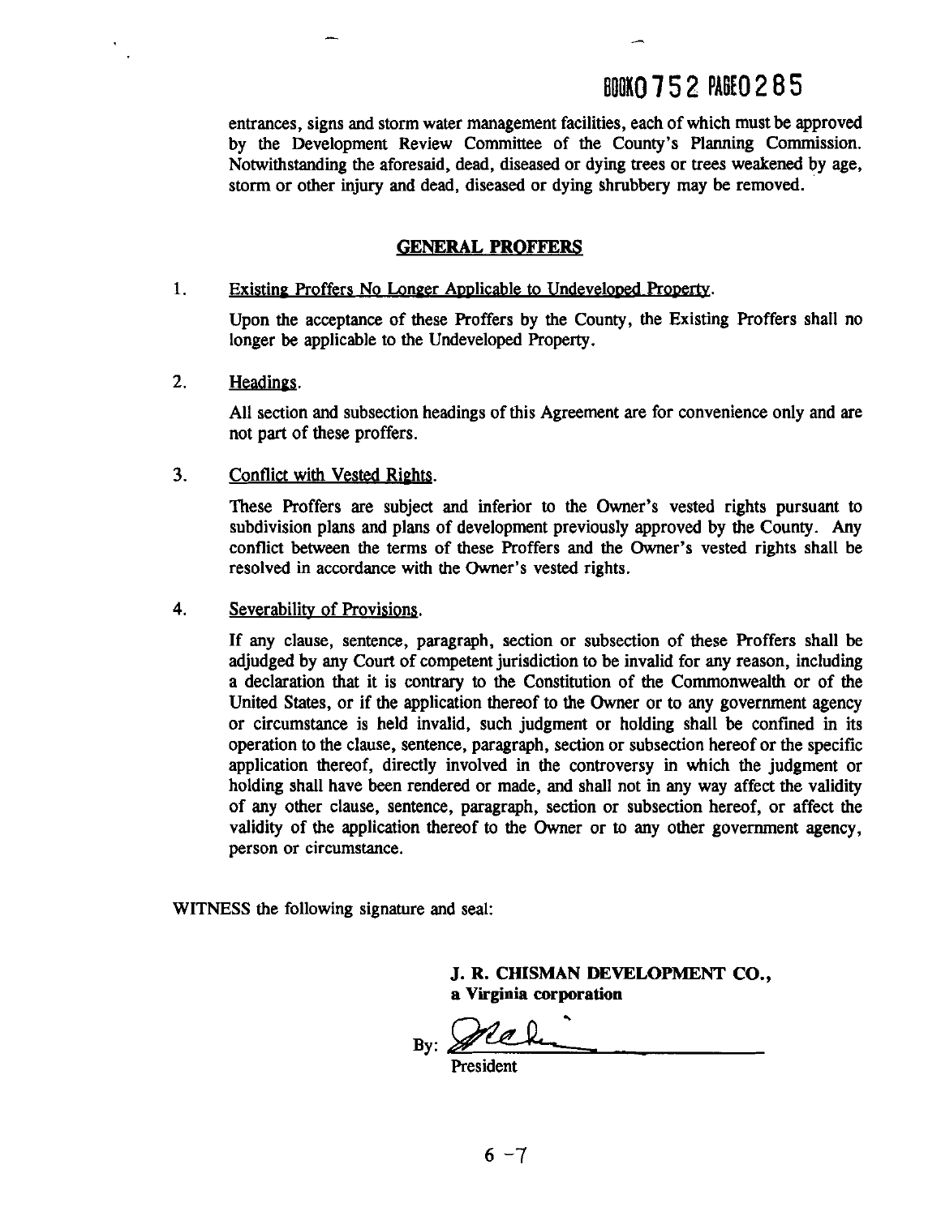entrances, signs and storm water management facilities, each of which must be approved by the Development Review Committee of the County's Planning Commission. Notwithstanding the aforesaid, dead, diseased or dying trees or trees weakened by age, storm or other injury and dead, diseased or dying shrubbery may be removed.

## GENERAL PROFFERS

1. Existing Proffers No Longer Applicable to Undeveloped Property.

   Upon the acceptance of these Proffers by the County, the Existing Proffers shall no longer be applicable to the Undeveloped Property.

2. Headings.

   All section and subsection headings of this Agreement are for convenience only and are not part of these proffers.

3. Conflict with Vested Rights.

   These Proffers are subject and inferior to the Owner's vested rights pursuant to subdivision plans and plans of development previously approved by the County. Any conflict between the terms of these Proffers and the Owner's vested rights shall be resolved in accordance with the Owner's vested rights.

4. Severability of Provisions.

   If any clause, sentence, paragraph, section or subsection of these Proffers shall be adjudged by any Court of competent jurisdiction to be invalid for any reason, including a declaration that it is contrary to the Constitution of the Commonwealth or of the United States, or if the application thereof to the Owner or to any government agency or circumstance is held invalid, such judgment or holding shall be confined in its operation to the clause, sentence, paragraph, section or subsection hereof or the specific application thereof, directly involved in the controversy in which the judgment or holding shall have been rendered or made, and shall not in any way affect the validity of any other clause, sentence, paragraph, section or subsection hereof, or affect the validity of the application thereof to the Owner or to any other government agency, person or circumstance.

WITNESS the following signature and seal:

**J. R. CHISMAN DEVELOPMENT CO.,**
**a Virginia corporation**

By: ______________________
President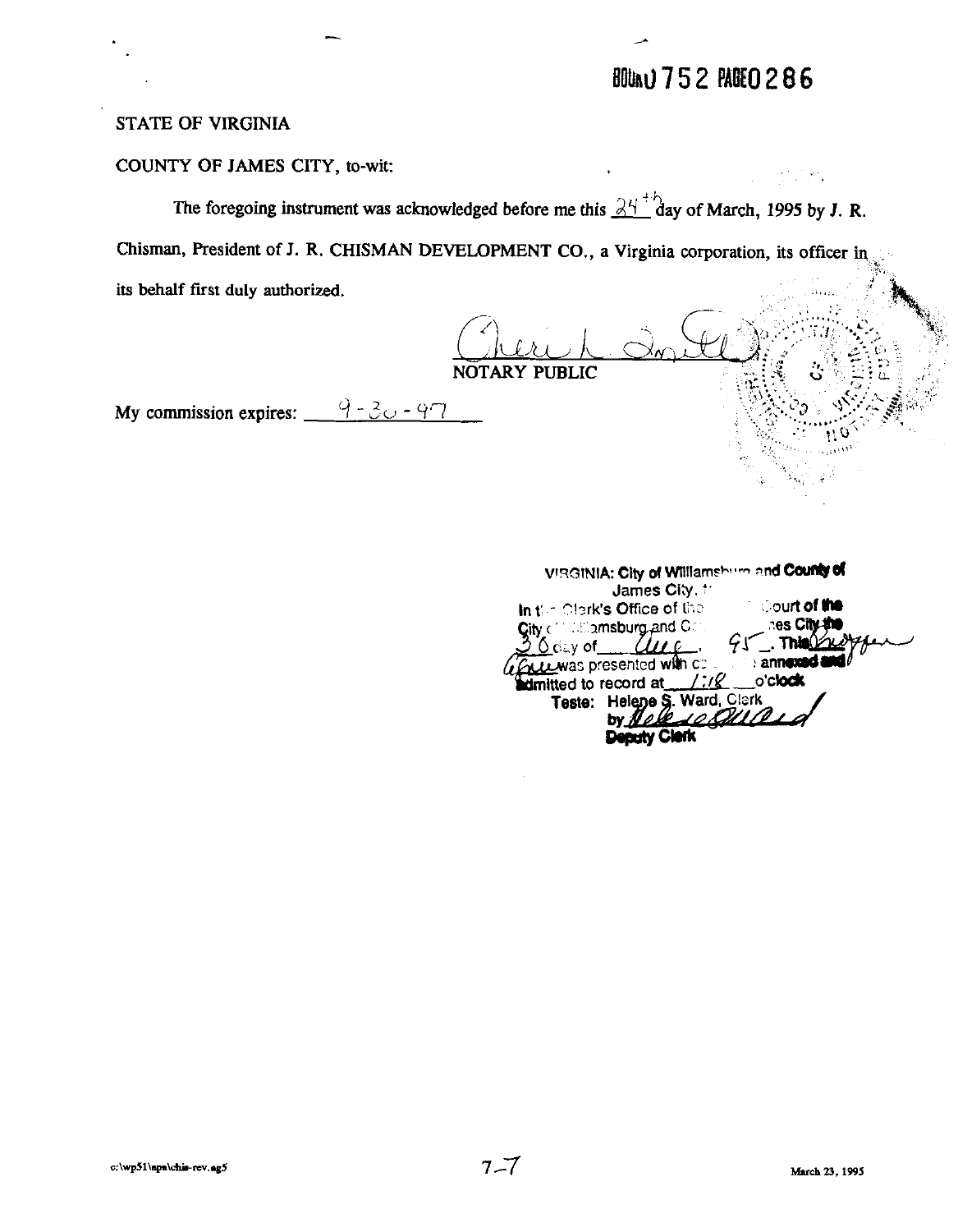BOOK 0752 PAGE 0286

STATE OF VIRGINIA

COUNTY OF JAMES CITY, to-wit:

The foregoing instrument was acknowledged before me this 24th day of March, 1995 by J. R. Chisman, President of J. R. CHISMAN DEVELOPMENT CO., a Virginia corporation, its officer in its behalf first duly authorized.

Cheryl L. Smith
NOTARY PUBLIC

My commission expires: 9-30-97

VIRGINIA: City of Williamsburg and County of James City, to-wit:
In the Clerk's Office of the Circuit Court of the City of Williamsburg and County of James City the 30 day of Aug, 95. This Indenture was presented with certificate annexed and admitted to record at 1:18 o'clock
Teste: Helene S. Ward, Clerk
by Helene Ward
Deputy Clerk

c:\wp51\apa\chis-rev.ag5

7-7

March 23, 1995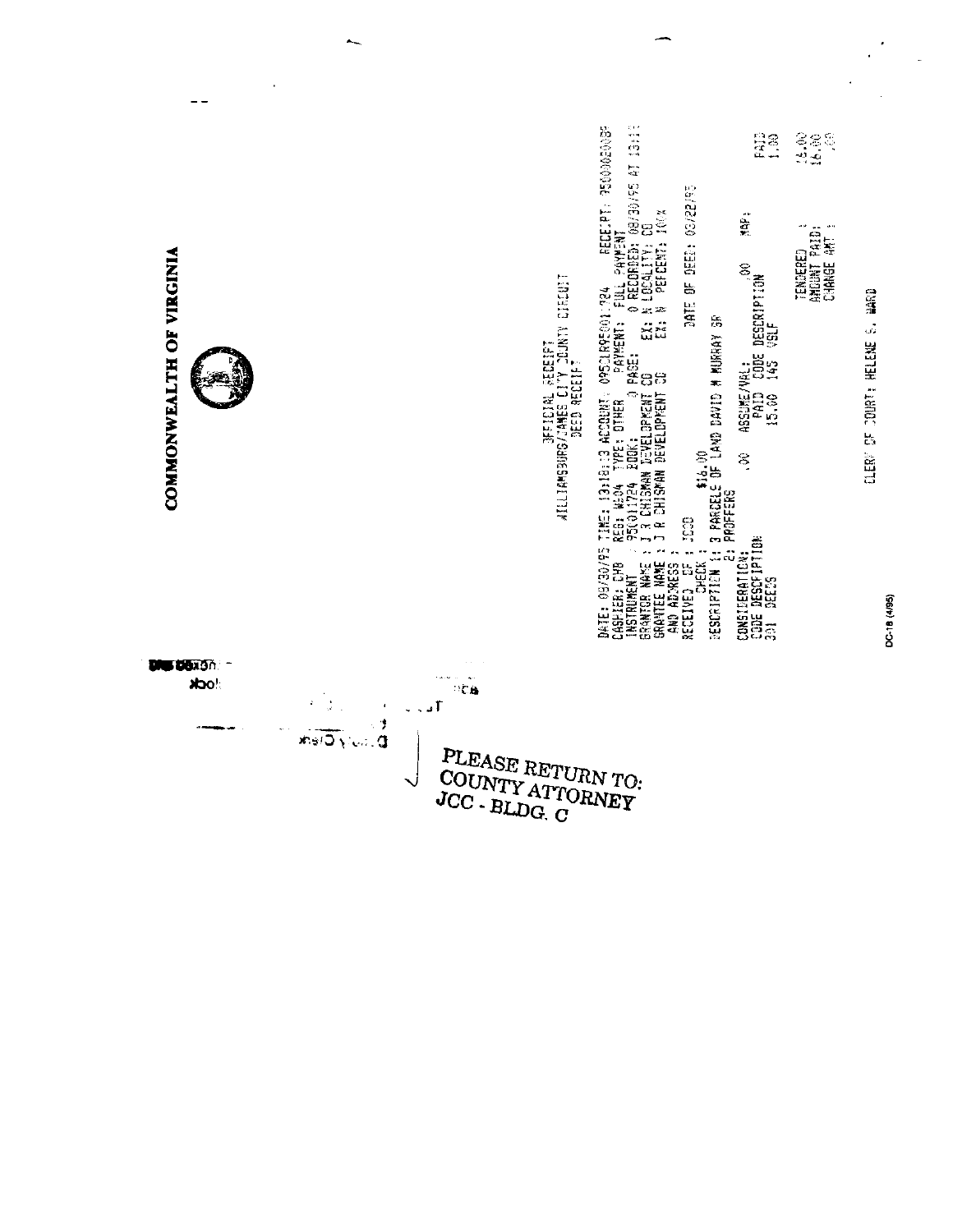# COMMONWEALTH OF VIRGINIA

OFFICIAL RECEIPT
WILLIAMSBURG/JAMES CITY COUNTY CIRCUIT
DEED RECEIPT

DATE: 09/30/95 TIME: 13:18:13 ACCOUNT: 095CLR950017724 RECEIPT: 95000020088
CASHIER: CHB REG: WE04 TYPE: OTHER PAYMENT: FULL PAYMENT
INSTRUMENT : 950017724 BOOK: 0 PAGE: 0 RECORDED: 09/30/95 AT 13:18
GRANTOR NAME : J R CHISMAN DEVELOPMENT CO EX: N LOCALITY: CO
GRANTEE NAME : J R CHISMAN DEVELOPMENT CO EX: N PERCENT: 100%
AND ADDRESS :
RECEIVED OF : JCCO DATE OF DEED: 03/22/95
CHECK : $16.00
DESCRIPTION 1: 3 PARCELS OF LAND DAVID M MURRAY SR
2: PROFFERS

CONSIDERATION: .00 ASSUME/VAL: .00 MAP:

| CODE DESCRIPTION | PAID | CODE DESCRIPTION | PAID |
|---|---|---|---|
| 301 DEEDS | 15.00 | 145 VSLF | 1.00 |

TENDERED : 16.00
AMOUNT PAID: 16.00
CHANGE AMT : .00

CLERK OF COURT: HELENE S. WARD

DC-18 (4/95)

PLEASE RETURN TO:
COUNTY ATTORNEY
JCC - BLDG. C